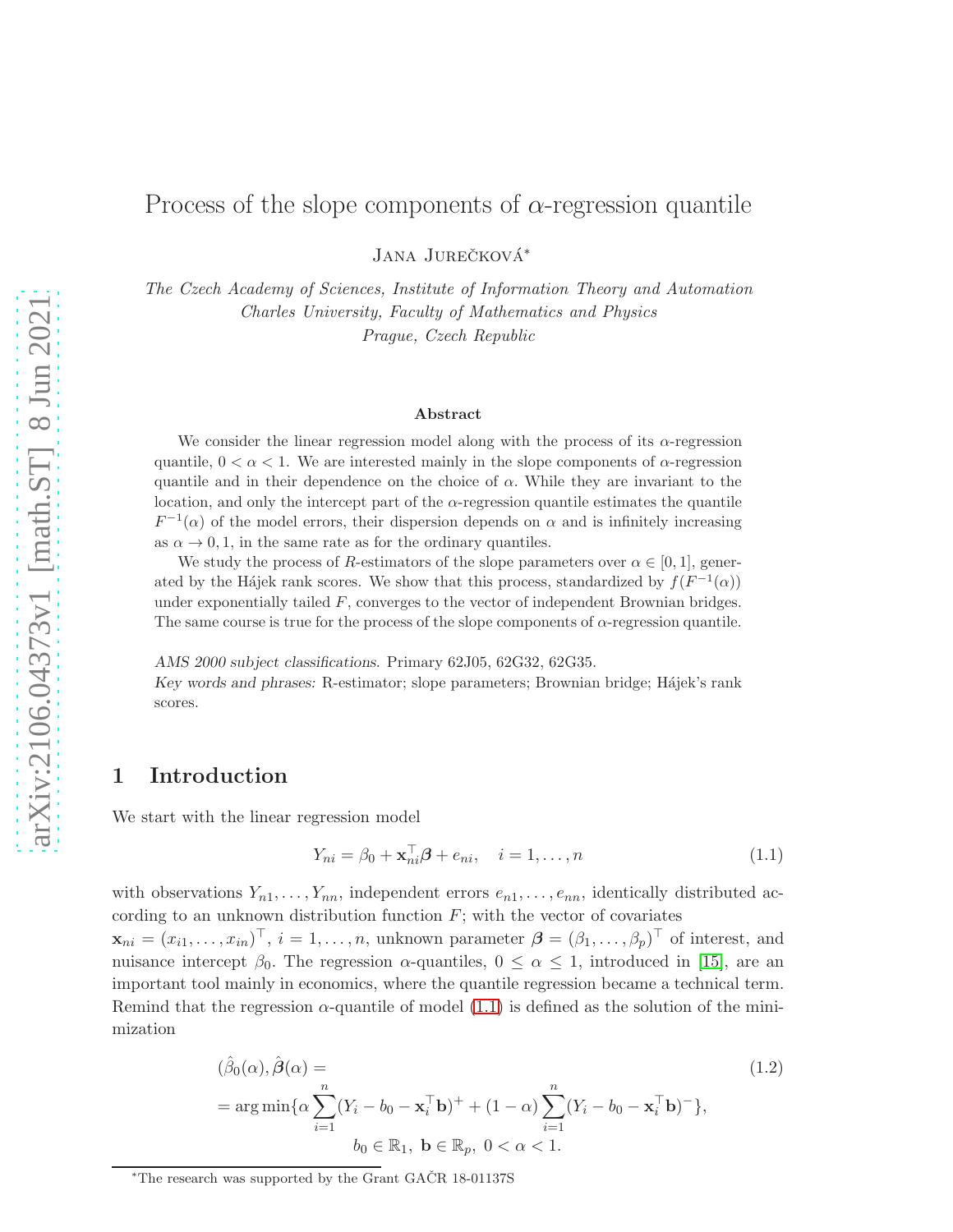# Process of the slope components of $\alpha$-regression quantile

Jana Jurečková*

*The Czech Academy of Sciences, Institute of Information Theory and Automation*
*Charles University, Faculty of Mathematics and Physics*
*Prague, Czech Republic*

### Abstract

We consider the linear regression model along with the process of its $\alpha$-regression quantile, $0 < \alpha < 1$. We are interested mainly in the slope components of $\alpha$-regression quantile and in their dependence on the choice of $\alpha$. While they are invariant to the location, and only the intercept part of the $\alpha$-regression quantile estimates the quantile $F^{-1}(\alpha)$ of the model errors, their dispersion depends on $\alpha$ and is infinitely increasing as $\alpha \to 0, 1$, in the same rate as for the ordinary quantiles.

We study the process of $R$-estimators of the slope parameters over $\alpha \in [0, 1]$, generated by the Hájek rank scores. We show that this process, standardized by $f(F^{-1}(\alpha))$ under exponentially tailed $F$, converges to the vector of independent Brownian bridges. The same course is true for the process of the slope components of $\alpha$-regression quantile.

*AMS 2000 subject classifications.* Primary 62J05, 62G32, 62G35.
*Key words and phrases:* R-estimator; slope parameters; Brownian bridge; Hájek's rank scores.

## 1 Introduction

We start with the linear regression model

$$Y_{ni} = \beta_0 + \mathbf{x}_{ni}^\top \boldsymbol{\beta} + e_{ni}, \quad i = 1, \ldots, n \tag{1.1}$$

with observations $Y_{n1}, \ldots, Y_{nn}$, independent errors $e_{n1}, \ldots, e_{nn}$, identically distributed according to an unknown distribution function $F$; with the vector of covariates $\mathbf{x}_{ni} = (x_{i1}, \ldots, x_{in})^\top$, $i = 1, \ldots, n$, unknown parameter $\boldsymbol{\beta} = (\beta_1, \ldots, \beta_p)^\top$ of interest, and nuisance intercept $\beta_0$. The regression $\alpha$-quantiles, $0 \le \alpha \le 1$, introduced in [15], are an important tool mainly in economics, where the quantile regression became a technical term. Remind that the regression $\alpha$-quantile of model (1.1) is defined as the solution of the minimization

$$\begin{aligned}
&(\hat{\beta}_0(\alpha), \hat{\boldsymbol{\beta}}(\alpha) = \\
&= \arg\min\{\alpha \sum_{i=1}^{n} (Y_i - b_0 - \mathbf{x}_i^\top \mathbf{b})^+ + (1-\alpha) \sum_{i=1}^{n} (Y_i - b_0 - \mathbf{x}_i^\top \mathbf{b})^-\}, \\
&\qquad b_0 \in \mathbb{R}_1, \ \mathbf{b} \in \mathbb{R}_p, \ 0 < \alpha < 1.
\end{aligned} \tag{1.2}$$

*The research was supported by the Grant GAČR 18-01137S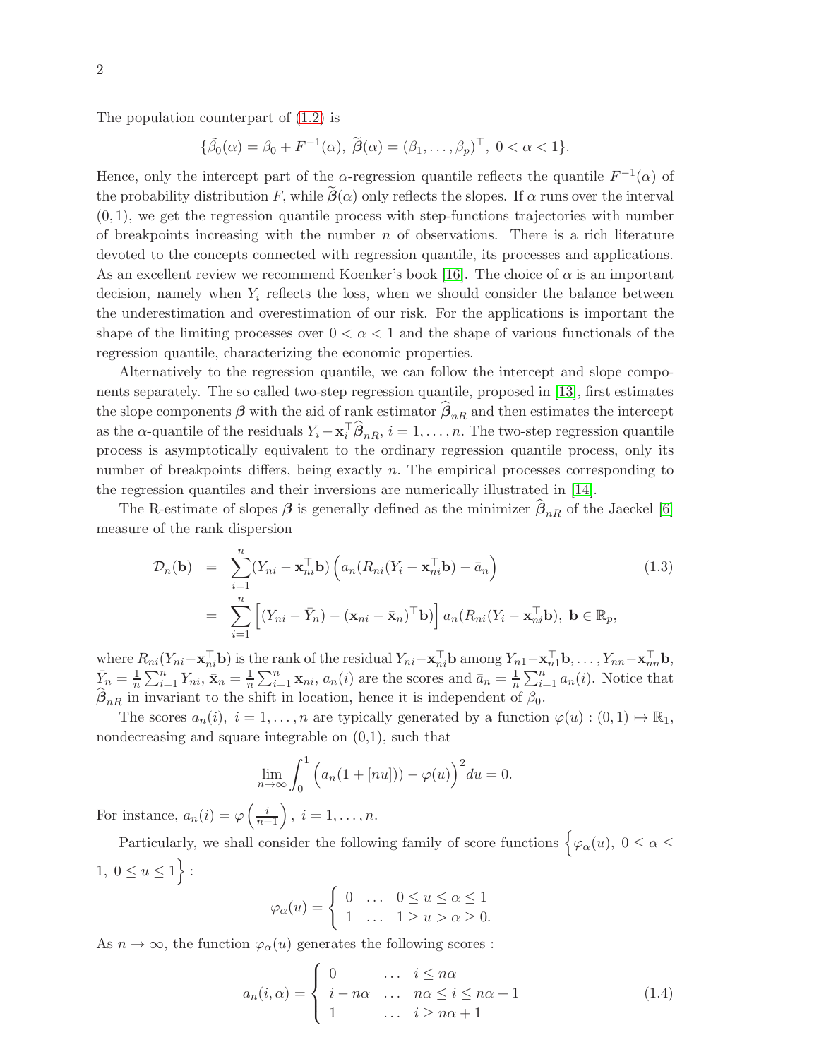The population counterpart of (1.2) is

$$\{\tilde{\beta}_0(\alpha) = \beta_0 + F^{-1}(\alpha),\ \widetilde{\boldsymbol{\beta}}(\alpha) = (\beta_1, \ldots, \beta_p)^\top,\ 0 < \alpha < 1\}.$$

Hence, only the intercept part of the $\alpha$-regression quantile reflects the quantile $F^{-1}(\alpha)$ of the probability distribution $F$, while $\widetilde{\boldsymbol{\beta}}(\alpha)$ only reflects the slopes. If $\alpha$ runs over the interval $(0,1)$, we get the regression quantile process with step-functions trajectories with number of breakpoints increasing with the number $n$ of observations. There is a rich literature devoted to the concepts connected with regression quantile, its processes and applications. As an excellent review we recommend Koenker's book [16]. The choice of $\alpha$ is an important decision, namely when $Y_i$ reflects the loss, when we should consider the balance between the underestimation and overestimation of our risk. For the applications is important the shape of the limiting processes over $0 < \alpha < 1$ and the shape of various functionals of the regression quantile, characterizing the economic properties.

Alternatively to the regression quantile, we can follow the intercept and slope components separately. The so called two-step regression quantile, proposed in [13], first estimates the slope components $\boldsymbol{\beta}$ with the aid of rank estimator $\widehat{\boldsymbol{\beta}}_{nR}$ and then estimates the intercept as the $\alpha$-quantile of the residuals $Y_i - \mathbf{x}_i^\top \widehat{\boldsymbol{\beta}}_{nR},\ i = 1, \ldots, n$. The two-step regression quantile process is asymptotically equivalent to the ordinary regression quantile process, only its number of breakpoints differs, being exactly $n$. The empirical processes corresponding to the regression quantiles and their inversions are numerically illustrated in [14].

The R-estimate of slopes $\boldsymbol{\beta}$ is generally defined as the minimizer $\widehat{\boldsymbol{\beta}}_{nR}$ of the Jaeckel [6] measure of the rank dispersion

$$
\begin{aligned}
\mathcal{D}_n(\mathbf{b}) &= \sum_{i=1}^{n} (Y_{ni} - \mathbf{x}_{ni}^\top \mathbf{b}) \left( a_n(R_{ni}(Y_i - \mathbf{x}_{ni}^\top \mathbf{b}) - \bar{a}_n \right) \qquad (1.3)\\
&= \sum_{i=1}^{n} \left[ (Y_{ni} - \bar{Y}_n) - (\mathbf{x}_{ni} - \bar{\mathbf{x}}_n)^\top \mathbf{b} \right] a_n(R_{ni}(Y_i - \mathbf{x}_{ni}^\top \mathbf{b}),\ \mathbf{b} \in \mathbb{R}_p,
\end{aligned}
$$

where $R_{ni}(Y_{ni} - \mathbf{x}_{ni}^\top \mathbf{b})$ is the rank of the residual $Y_{ni} - \mathbf{x}_{ni}^\top \mathbf{b}$ among $Y_{n1} - \mathbf{x}_{n1}^\top \mathbf{b}, \ldots, Y_{nn} - \mathbf{x}_{nn}^\top \mathbf{b}$, $\bar{Y}_n = \frac{1}{n}\sum_{i=1}^n Y_{ni}$, $\bar{\mathbf{x}}_n = \frac{1}{n}\sum_{i=1}^n \mathbf{x}_{ni}$, $a_n(i)$ are the scores and $\bar{a}_n = \frac{1}{n}\sum_{i=1}^n a_n(i)$. Notice that $\widehat{\boldsymbol{\beta}}_{nR}$ in invariant to the shift in location, hence it is independent of $\beta_0$.

The scores $a_n(i),\ i = 1, \ldots, n$ are typically generated by a function $\varphi(u) : (0,1) \mapsto \mathbb{R}_1$, nondecreasing and square integrable on (0,1), such that

$$\lim_{n \to \infty} \int_0^1 \Big( a_n(1 + [nu])) - \varphi(u) \Big)^2 du = 0.$$

For instance, $a_n(i) = \varphi\left(\frac{i}{n+1}\right),\ i = 1, \ldots, n.$

Particularly, we shall consider the following family of score functions $\Big\{ \varphi_\alpha(u),\ 0 \le \alpha \le 1,\ 0 \le u \le 1 \Big\}$ :

$$\varphi_\alpha(u) = \begin{cases} 0 & \ldots \quad 0 \le u \le \alpha \le 1 \\ 1 & \ldots \quad 1 \ge u > \alpha \ge 0. \end{cases}$$

As $n \to \infty$, the function $\varphi_\alpha(u)$ generates the following scores :

$$a_n(i, \alpha) = \begin{cases} 0 & \ldots \quad i \le n\alpha \\ i - n\alpha & \ldots \quad n\alpha \le i \le n\alpha + 1 \\ 1 & \ldots \quad i \ge n\alpha + 1 \end{cases} \qquad (1.4)$$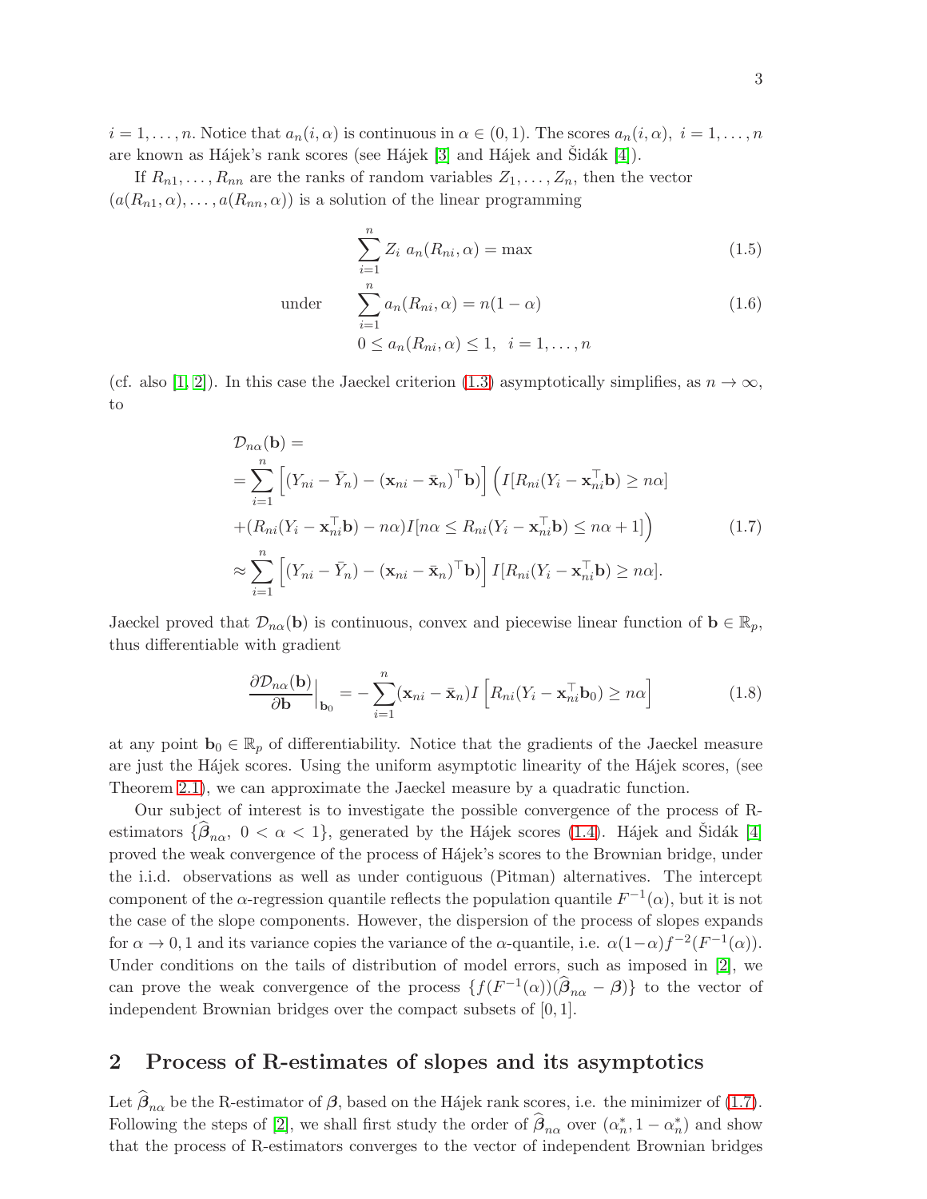$i = 1, \ldots, n$. Notice that $a_n(i, \alpha)$ is continuous in $\alpha \in (0, 1)$. The scores $a_n(i, \alpha)$, $i = 1, \ldots, n$ are known as Hájek's rank scores (see Hájek [3] and Hájek and Šidák [4]).

If $R_{n1}, \ldots, R_{nn}$ are the ranks of random variables $Z_1, \ldots, Z_n$, then the vector $(a(R_{n1}, \alpha), \ldots, a(R_{nn}, \alpha))$ is a solution of the linear programming

$$\sum_{i=1}^{n} Z_i \; a_n(R_{ni}, \alpha) = \max \tag{1.5}$$

$$\text{under} \qquad \sum_{i=1}^{n} a_n(R_{ni}, \alpha) = n(1 - \alpha) \tag{1.6}$$

$$0 \leq a_n(R_{ni}, \alpha) \leq 1, \;\; i = 1, \ldots, n$$

(cf. also [1, 2]). In this case the Jaeckel criterion (1.3) asymptotically simplifies, as $n \to \infty$, to

$$\begin{aligned}
&\mathcal{D}_{n\alpha}(\mathbf{b}) = \\
&= \sum_{i=1}^{n} \Big[ (Y_{ni} - \bar{Y}_n) - (\mathbf{x}_{ni} - \bar{\mathbf{x}}_n)^\top \mathbf{b} \Big] \Big( I[R_{ni}(Y_i - \mathbf{x}_{ni}^\top \mathbf{b}) \geq n\alpha] \\
&+ (R_{ni}(Y_i - \mathbf{x}_{ni}^\top \mathbf{b}) - n\alpha) I[n\alpha \leq R_{ni}(Y_i - \mathbf{x}_{ni}^\top \mathbf{b}) \leq n\alpha + 1] \Big) \\
&\approx \sum_{i=1}^{n} \Big[ (Y_{ni} - \bar{Y}_n) - (\mathbf{x}_{ni} - \bar{\mathbf{x}}_n)^\top \mathbf{b} \Big] I[R_{ni}(Y_i - \mathbf{x}_{ni}^\top \mathbf{b}) \geq n\alpha].
\end{aligned} \tag{1.7}$$

Jaeckel proved that $\mathcal{D}_{n\alpha}(\mathbf{b})$ is continuous, convex and piecewise linear function of $\mathbf{b} \in \mathbb{R}_p$, thus differentiable with gradient

$$\frac{\partial \mathcal{D}_{n\alpha}(\mathbf{b})}{\partial \mathbf{b}}\Big|_{\mathbf{b}_0} = -\sum_{i=1}^{n} (\mathbf{x}_{ni} - \bar{\mathbf{x}}_n) I\Big[ R_{ni}(Y_i - \mathbf{x}_{ni}^\top \mathbf{b}_0) \geq n\alpha \Big] \tag{1.8}$$

at any point $\mathbf{b}_0 \in \mathbb{R}_p$ of differentiability. Notice that the gradients of the Jaeckel measure are just the Hájek scores. Using the uniform asymptotic linearity of the Hájek scores, (see Theorem 2.1), we can approximate the Jaeckel measure by a quadratic function.

Our subject of interest is to investigate the possible convergence of the process of R-estimators $\{\widehat{\boldsymbol{\beta}}_{n\alpha}, \; 0 < \alpha < 1\}$, generated by the Hájek scores (1.4). Hájek and Šidák [4] proved the weak convergence of the process of Hájek's scores to the Brownian bridge, under the i.i.d. observations as well as under contiguous (Pitman) alternatives. The intercept component of the $\alpha$-regression quantile reflects the population quantile $F^{-1}(\alpha)$, but it is not the case of the slope components. However, the dispersion of the process of slopes expands for $\alpha \to 0, 1$ and its variance copies the variance of the $\alpha$-quantile, i.e. $\alpha(1-\alpha) f^{-2}(F^{-1}(\alpha))$. Under conditions on the tails of distribution of model errors, such as imposed in [2], we can prove the weak convergence of the process $\{f(F^{-1}(\alpha))(\widehat{\boldsymbol{\beta}}_{n\alpha} - \boldsymbol{\beta})\}$ to the vector of independent Brownian bridges over the compact subsets of $[0, 1]$.

## 2 Process of R-estimates of slopes and its asymptotics

Let $\widehat{\boldsymbol{\beta}}_{n\alpha}$ be the R-estimator of $\boldsymbol{\beta}$, based on the Hájek rank scores, i.e. the minimizer of (1.7). Following the steps of [2], we shall first study the order of $\widehat{\boldsymbol{\beta}}_{n\alpha}$ over $(\alpha_n^*, 1 - \alpha_n^*)$ and show that the process of R-estimators converges to the vector of independent Brownian bridges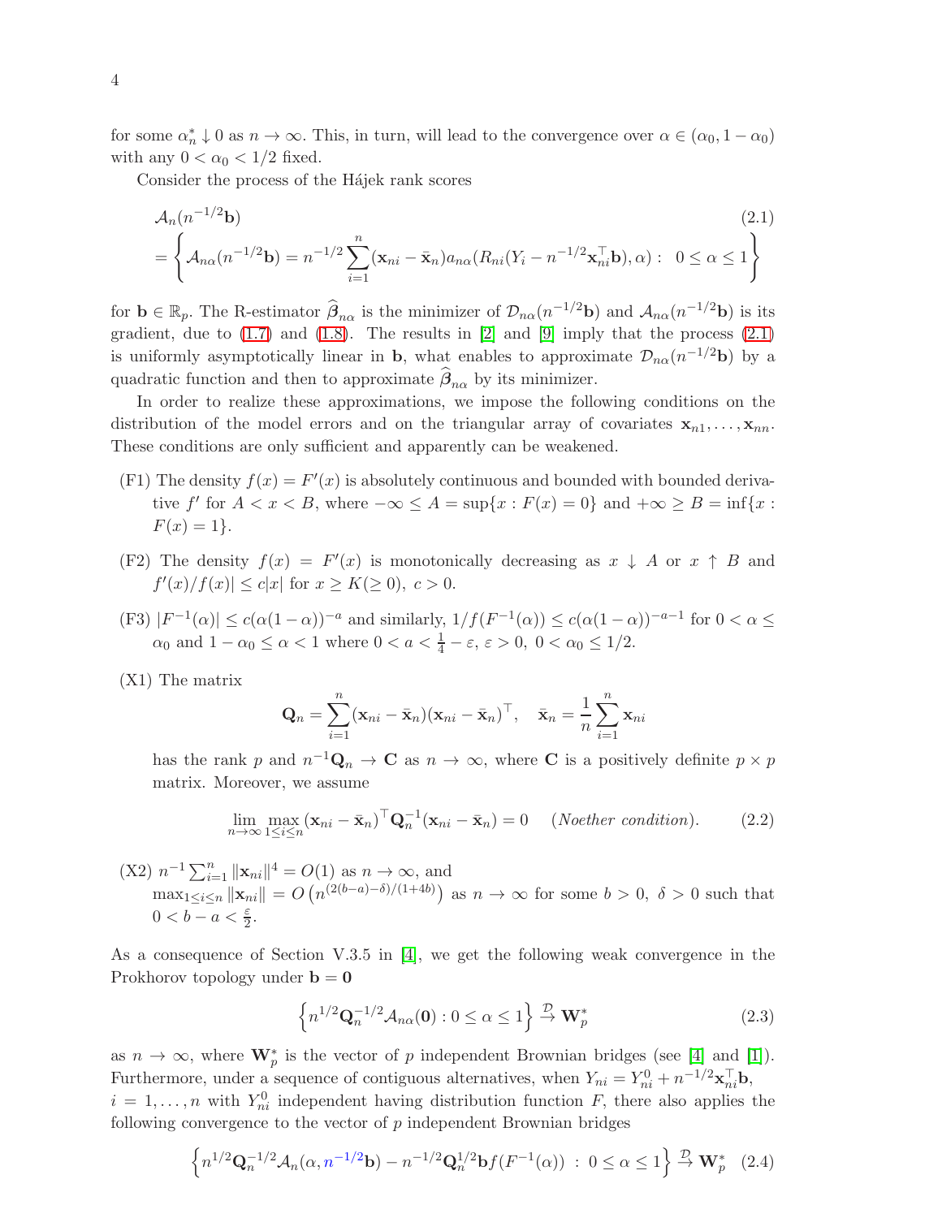for some $\alpha_n^* \downarrow 0$ as $n \to \infty$. This, in turn, will lead to the convergence over $\alpha \in (\alpha_0, 1-\alpha_0)$ with any $0 < \alpha_0 < 1/2$ fixed.

Consider the process of the Hájek rank scores

$$
\begin{aligned}
&\mathcal{A}_n(n^{-1/2}\mathbf{b}) \qquad\qquad (2.1)\\
&= \left\{ \mathcal{A}_{n\alpha}(n^{-1/2}\mathbf{b}) = n^{-1/2}\sum_{i=1}^{n}(\mathbf{x}_{ni} - \bar{\mathbf{x}}_n) a_{n\alpha}(R_{ni}(Y_i - n^{-1/2}\mathbf{x}_{ni}^\top \mathbf{b}), \alpha) : \ \ 0 \le \alpha \le 1 \right\}
\end{aligned}
$$

for $\mathbf{b} \in \mathbb{R}_p$. The R-estimator $\widehat{\boldsymbol{\beta}}_{n\alpha}$ is the minimizer of $\mathcal{D}_{n\alpha}(n^{-1/2}\mathbf{b})$ and $\mathcal{A}_{n\alpha}(n^{-1/2}\mathbf{b})$ is its gradient, due to (1.7) and (1.8). The results in [2] and [9] imply that the process (2.1) is uniformly asymptotically linear in $\mathbf{b}$, what enables to approximate $\mathcal{D}_{n\alpha}(n^{-1/2}\mathbf{b})$ by a quadratic function and then to approximate $\widehat{\boldsymbol{\beta}}_{n\alpha}$ by its minimizer.

In order to realize these approximations, we impose the following conditions on the distribution of the model errors and on the triangular array of covariates $\mathbf{x}_{n1}, \ldots, \mathbf{x}_{nn}$. These conditions are only sufficient and apparently can be weakened.

- (F1) The density $f(x) = F'(x)$ is absolutely continuous and bounded with bounded derivative $f'$ for $A < x < B$, where $-\infty \le A = \sup\{x : F(x) = 0\}$ and $+\infty \ge B = \inf\{x : F(x) = 1\}$.
- (F2) The density $f(x) = F'(x)$ is monotonically decreasing as $x \downarrow A$ or $x \uparrow B$ and $f'(x)/f(x)| \le c|x|$ for $x \ge K(\ge 0),\ c > 0$.
- (F3) $|F^{-1}(\alpha)| \le c(\alpha(1-\alpha))^{-a}$ and similarly, $1/f(F^{-1}(\alpha)) \le c(\alpha(1-\alpha))^{-a-1}$ for $0 < \alpha \le \alpha_0$ and $1 - \alpha_0 \le \alpha < 1$ where $0 < a < \frac{1}{4} - \varepsilon,\ \varepsilon > 0,\ 0 < \alpha_0 \le 1/2$.
- (X1) The matrix

$$
\mathbf{Q}_n = \sum_{i=1}^{n}(\mathbf{x}_{ni} - \bar{\mathbf{x}}_n)(\mathbf{x}_{ni} - \bar{\mathbf{x}}_n)^\top, \quad \bar{\mathbf{x}}_n = \frac{1}{n}\sum_{i=1}^{n}\mathbf{x}_{ni}
$$

  has the rank $p$ and $n^{-1}\mathbf{Q}_n \to \mathbf{C}$ as $n \to \infty$, where $\mathbf{C}$ is a positively definite $p \times p$ matrix. Moreover, we assume

$$
\lim_{n\to\infty}\max_{1\le i\le n}(\mathbf{x}_{ni} - \bar{\mathbf{x}}_n)^\top \mathbf{Q}_n^{-1}(\mathbf{x}_{ni} - \bar{\mathbf{x}}_n) = 0 \quad \textit{(Noether condition)}. \qquad (2.2)
$$

- (X2) $n^{-1}\sum_{i=1}^{n}\|\mathbf{x}_{ni}\|^4 = O(1)$ as $n \to \infty$, and $\max_{1\le i\le n}\|\mathbf{x}_{ni}\| = O\left(n^{(2(b-a)-\delta)/(1+4b)}\right)$ as $n \to \infty$ for some $b > 0,\ \delta > 0$ such that $0 < b - a < \frac{\varepsilon}{2}$.

As a consequence of Section V.3.5 in [4], we get the following weak convergence in the Prokhorov topology under $\mathbf{b} = \mathbf{0}$

$$
\left\{ n^{1/2}\mathbf{Q}_n^{-1/2}\mathcal{A}_{n\alpha}(\mathbf{0}) : 0 \le \alpha \le 1 \right\} \xrightarrow{\mathcal{D}} \mathbf{W}_p^* \qquad (2.3)
$$

as $n \to \infty$, where $\mathbf{W}_p^*$ is the vector of $p$ independent Brownian bridges (see [4] and [1]). Furthermore, under a sequence of contiguous alternatives, when $Y_{ni} = Y_{ni}^0 + n^{-1/2}\mathbf{x}_{ni}^\top \mathbf{b}$, $i = 1, \ldots, n$ with $Y_{ni}^0$ independent having distribution function $F$, there also applies the following convergence to the vector of $p$ independent Brownian bridges

$$
\left\{ n^{1/2}\mathbf{Q}_n^{-1/2}\mathcal{A}_n(\alpha, n^{-1/2}\mathbf{b}) - n^{-1/2}\mathbf{Q}_n^{1/2}\mathbf{b} f(F^{-1}(\alpha)) \ : \ 0 \le \alpha \le 1 \right\} \xrightarrow{\mathcal{D}} \mathbf{W}_p^* \quad (2.4)
$$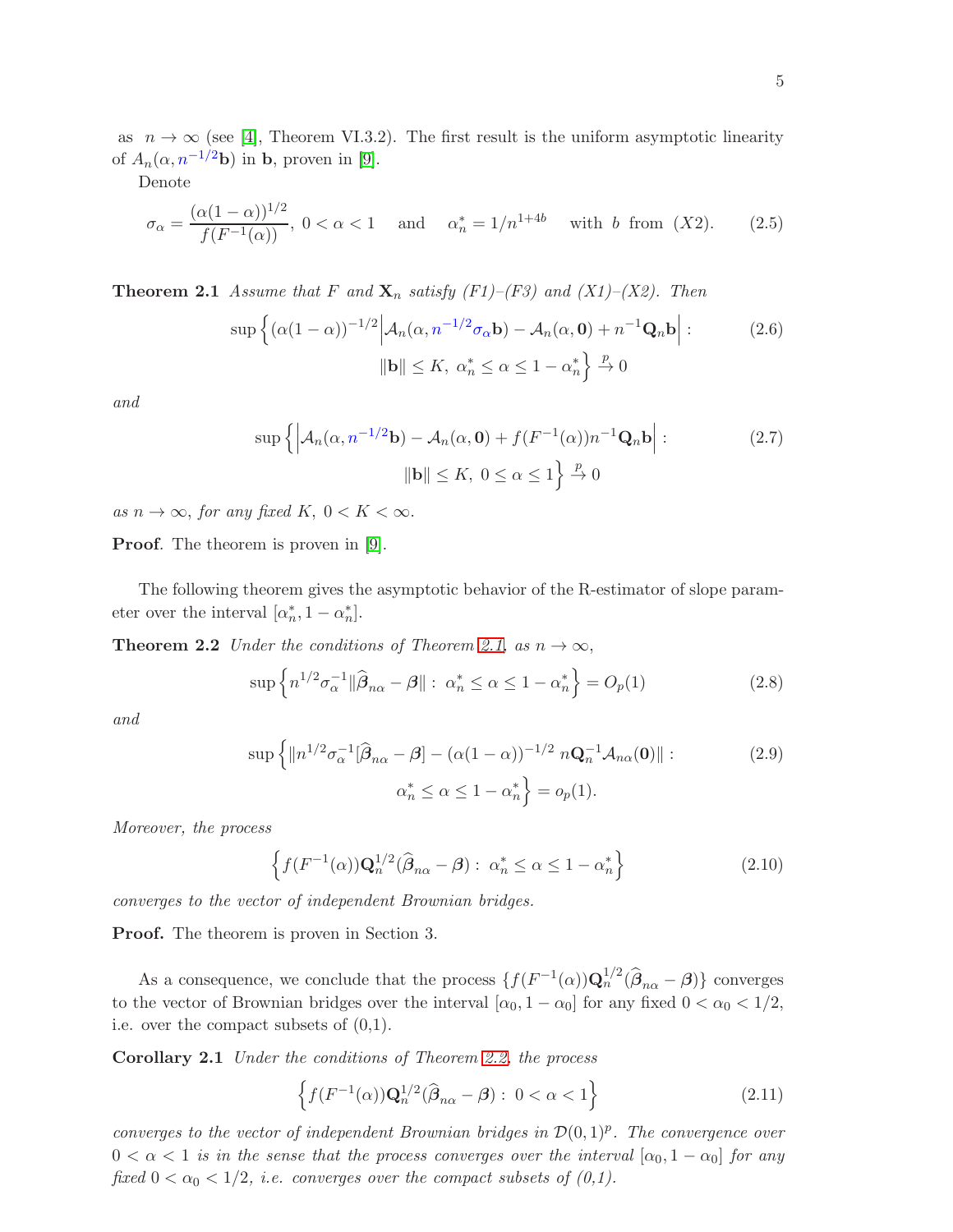as $n \to \infty$ (see [4], Theorem VI.3.2). The first result is the uniform asymptotic linearity of $A_n(\alpha, n^{-1/2}\mathbf{b})$ in $\mathbf{b}$, proven in [9].

Denote

$$\sigma_\alpha = \frac{(\alpha(1-\alpha))^{1/2}}{f(F^{-1}(\alpha))},\ 0<\alpha<1 \quad \text{and} \quad \alpha_n^* = 1/n^{1+4b} \quad \text{with } b \text{ from } (X2). \tag{2.5}$$

**Theorem 2.1** *Assume that $F$ and $\mathbf{X}_n$ satisfy (F1)–(F3) and (X1)–(X2). Then*

$$\sup\Big\{(\alpha(1-\alpha))^{-1/2}\Big|\mathcal{A}_n(\alpha, n^{-1/2}\sigma_\alpha\mathbf{b}) - \mathcal{A}_n(\alpha,\mathbf{0}) + n^{-1}\mathbf{Q}_n\mathbf{b}\Big| : \\ \|\mathbf{b}\| \le K,\ \alpha_n^* \le \alpha \le 1-\alpha_n^*\Big\} \xrightarrow{p} 0 \tag{2.6}$$

*and*

$$\sup\Big\{\Big|\mathcal{A}_n(\alpha, n^{-1/2}\mathbf{b}) - \mathcal{A}_n(\alpha,\mathbf{0}) + f(F^{-1}(\alpha))n^{-1}\mathbf{Q}_n\mathbf{b}\Big| : \\ \|\mathbf{b}\| \le K,\ 0 \le \alpha \le 1\Big\} \xrightarrow{p} 0 \tag{2.7}$$

*as $n \to \infty$, for any fixed $K$, $0 < K < \infty$.*

**Proof**. The theorem is proven in [9].

The following theorem gives the asymptotic behavior of the R-estimator of slope parameter over the interval $[\alpha_n^*, 1-\alpha_n^*]$.

**Theorem 2.2** *Under the conditions of Theorem 2.1, as $n \to \infty$,*

$$\sup\Big\{n^{1/2}\sigma_\alpha^{-1}\|\widehat{\boldsymbol{\beta}}_{n\alpha} - \boldsymbol{\beta}\| :\ \alpha_n^* \le \alpha \le 1-\alpha_n^*\Big\} = O_p(1) \tag{2.8}$$

*and*

$$\sup\Big\{\|n^{1/2}\sigma_\alpha^{-1}[\widehat{\boldsymbol{\beta}}_{n\alpha} - \boldsymbol{\beta}] - (\alpha(1-\alpha))^{-1/2}\ n\mathbf{Q}_n^{-1}\mathcal{A}_{n\alpha}(\mathbf{0})\| : \\ \alpha_n^* \le \alpha \le 1-\alpha_n^*\Big\} = o_p(1). \tag{2.9}$$

*Moreover, the process*

$$\Big\{f(F^{-1}(\alpha))\mathbf{Q}_n^{1/2}(\widehat{\boldsymbol{\beta}}_{n\alpha} - \boldsymbol{\beta}) :\ \alpha_n^* \le \alpha \le 1-\alpha_n^*\Big\} \tag{2.10}$$

*converges to the vector of independent Brownian bridges.*

**Proof.** The theorem is proven in Section 3.

As a consequence, we conclude that the process $\{f(F^{-1}(\alpha))\mathbf{Q}_n^{1/2}(\widehat{\boldsymbol{\beta}}_{n\alpha} - \boldsymbol{\beta})\}$ converges to the vector of Brownian bridges over the interval $[\alpha_0, 1-\alpha_0]$ for any fixed $0 < \alpha_0 < 1/2$, i.e. over the compact subsets of (0,1).

**Corollary 2.1** *Under the conditions of Theorem 2.2, the process*

$$\Big\{f(F^{-1}(\alpha))\mathbf{Q}_n^{1/2}(\widehat{\boldsymbol{\beta}}_{n\alpha} - \boldsymbol{\beta}) :\ 0 < \alpha < 1\Big\} \tag{2.11}$$

*converges to the vector of independent Brownian bridges in $\mathcal{D}(0,1)^p$. The convergence over $0 < \alpha < 1$ is in the sense that the process converges over the interval $[\alpha_0, 1-\alpha_0]$ for any fixed $0 < \alpha_0 < 1/2$, i.e. converges over the compact subsets of (0,1).*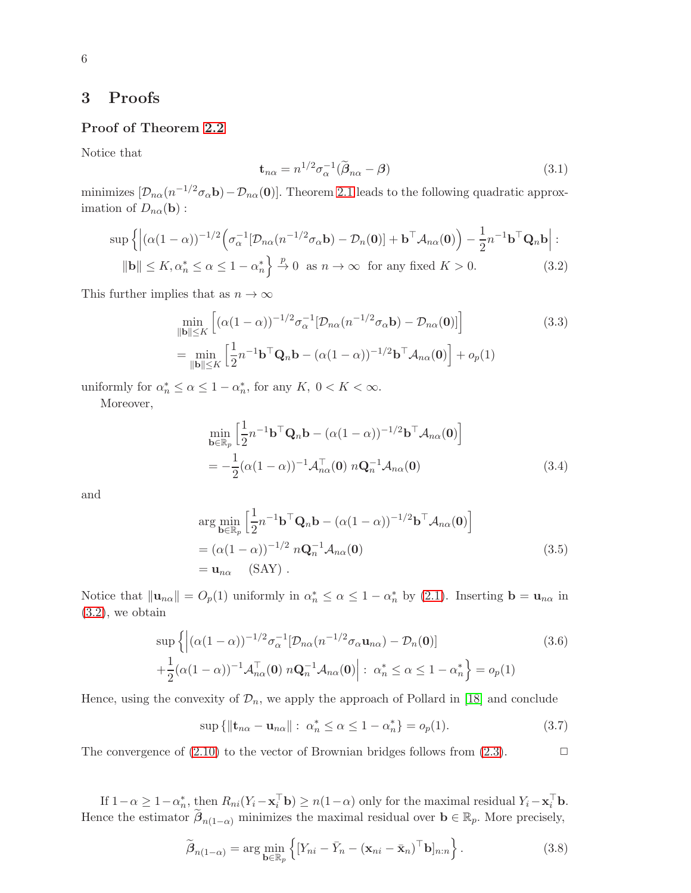## 3 Proofs

### Proof of Theorem 2.2

Notice that

$$\mathbf{t}_{n\alpha} = n^{1/2}\sigma_\alpha^{-1}(\widetilde{\boldsymbol{\beta}}_{n\alpha} - \boldsymbol{\beta}) \tag{3.1}$$

minimizes $[\mathcal{D}_{n\alpha}(n^{-1/2}\sigma_\alpha \mathbf{b}) - \mathcal{D}_{n\alpha}(\mathbf{0})]$. Theorem 2.1 leads to the following quadratic approximation of $D_{n\alpha}(\mathbf{b})$ :

$$\begin{aligned}
&\sup\left\{\left|(\alpha(1-\alpha))^{-1/2}\Big(\sigma_\alpha^{-1}[\mathcal{D}_{n\alpha}(n^{-1/2}\sigma_\alpha\mathbf{b}) - \mathcal{D}_n(\mathbf{0})] + \mathbf{b}^\top\mathcal{A}_{n\alpha}(\mathbf{0})\Big) - \frac{1}{2}n^{-1}\mathbf{b}^\top\mathbf{Q}_n\mathbf{b}\right| :\right.\\
&\qquad \left.\|\mathbf{b}\| \le K, \alpha_n^* \le \alpha \le 1-\alpha_n^*\right\} \xrightarrow{p} 0 \ \text{ as } n\to\infty \ \text{ for any fixed } K>0.
\end{aligned} \tag{3.2}$$

This further implies that as $n \to \infty$

$$\begin{aligned}
&\min_{\|\mathbf{b}\|\le K}\left[(\alpha(1-\alpha))^{-1/2}\sigma_\alpha^{-1}[\mathcal{D}_{n\alpha}(n^{-1/2}\sigma_\alpha\mathbf{b}) - \mathcal{D}_{n\alpha}(\mathbf{0})]\right]\\
&= \min_{\|\mathbf{b}\|\le K}\left[\frac{1}{2}n^{-1}\mathbf{b}^\top\mathbf{Q}_n\mathbf{b} - (\alpha(1-\alpha))^{-1/2}\mathbf{b}^\top\mathcal{A}_{n\alpha}(\mathbf{0})\right] + o_p(1)
\end{aligned} \tag{3.3}$$

uniformly for $\alpha_n^* \le \alpha \le 1-\alpha_n^*$, for any $K$, $0 < K < \infty$.

Moreover,

$$\begin{aligned}
&\min_{\mathbf{b}\in\mathbb{R}_p}\left[\frac{1}{2}n^{-1}\mathbf{b}^\top\mathbf{Q}_n\mathbf{b} - (\alpha(1-\alpha))^{-1/2}\mathbf{b}^\top\mathcal{A}_{n\alpha}(\mathbf{0})\right]\\
&= -\frac{1}{2}(\alpha(1-\alpha))^{-1}\mathcal{A}_{n\alpha}^\top(\mathbf{0})\ n\mathbf{Q}_n^{-1}\mathcal{A}_{n\alpha}(\mathbf{0})
\end{aligned} \tag{3.4}$$

and

$$\begin{aligned}
&\arg\min_{\mathbf{b}\in\mathbb{R}_p}\left[\frac{1}{2}n^{-1}\mathbf{b}^\top\mathbf{Q}_n\mathbf{b} - (\alpha(1-\alpha))^{-1/2}\mathbf{b}^\top\mathcal{A}_{n\alpha}(\mathbf{0})\right]\\
&= (\alpha(1-\alpha))^{-1/2}\ n\mathbf{Q}_n^{-1}\mathcal{A}_{n\alpha}(\mathbf{0})\\
&= \mathbf{u}_{n\alpha} \quad \text{(SAY)} .
\end{aligned} \tag{3.5}$$

Notice that $\|\mathbf{u}_{n\alpha}\| = O_p(1)$ uniformly in $\alpha_n^* \le \alpha \le 1-\alpha_n^*$ by (2.1). Inserting $\mathbf{b} = \mathbf{u}_{n\alpha}$ in (3.2), we obtain

$$\begin{aligned}
&\sup\left\{\left|(\alpha(1-\alpha))^{-1/2}\sigma_\alpha^{-1}[\mathcal{D}_{n\alpha}(n^{-1/2}\sigma_\alpha\mathbf{u}_{n\alpha}) - \mathcal{D}_n(\mathbf{0})]\right.\right.\\
&\left.\left.+\frac{1}{2}(\alpha(1-\alpha))^{-1}\mathcal{A}_{n\alpha}^\top(\mathbf{0})\ n\mathbf{Q}_n^{-1}\mathcal{A}_{n\alpha}(\mathbf{0})\right| :\ \alpha_n^* \le \alpha \le 1-\alpha_n^*\right\} = o_p(1)
\end{aligned} \tag{3.6}$$

Hence, using the convexity of $\mathcal{D}_n$, we apply the approach of Pollard in [18] and conclude

$$\sup\left\{\|\mathbf{t}_{n\alpha} - \mathbf{u}_{n\alpha}\| :\ \alpha_n^* \le \alpha \le 1-\alpha_n^*\right\} = o_p(1). \tag{3.7}$$

The convergence of (2.10) to the vector of Brownian bridges follows from (2.3). □

If $1-\alpha \ge 1-\alpha_n^*$, then $R_{ni}(Y_i - \mathbf{x}_i^\top\mathbf{b}) \ge n(1-\alpha)$ only for the maximal residual $Y_i - \mathbf{x}_i^\top\mathbf{b}$. Hence the estimator $\widetilde{\boldsymbol{\beta}}_{n(1-\alpha)}$ minimizes the maximal residual over $\mathbf{b} \in \mathbb{R}_p$. More precisely,

$$\widetilde{\boldsymbol{\beta}}_{n(1-\alpha)} = \arg\min_{\mathbf{b}\in\mathbb{R}_p}\left\{[Y_{ni} - \bar{Y}_n - (\mathbf{x}_{ni} - \bar{\mathbf{x}}_n)^\top\mathbf{b}]_{n:n}\right\}. \tag{3.8}$$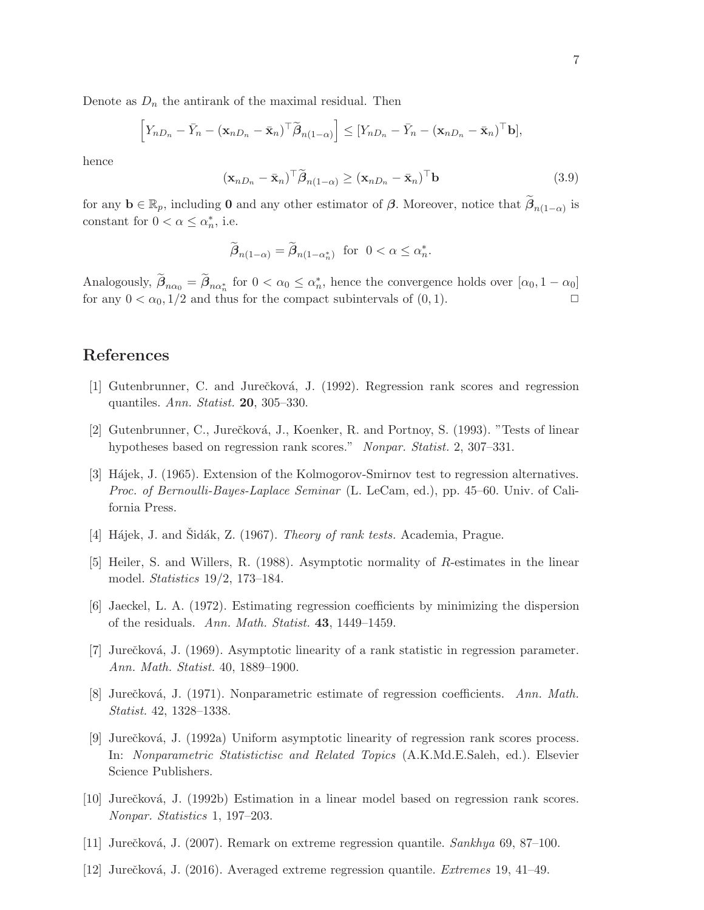Denote as $D_n$ the antirank of the maximal residual. Then

$$\left[Y_{nD_n} - \bar{Y}_n - (\mathbf{x}_{nD_n} - \bar{\mathbf{x}}_n)^\top \widetilde{\boldsymbol{\beta}}_{n(1-\alpha)}\right] \leq [Y_{nD_n} - \bar{Y}_n - (\mathbf{x}_{nD_n} - \bar{\mathbf{x}}_n)^\top \mathbf{b}],$$

hence

$$(\mathbf{x}_{nD_n} - \bar{\mathbf{x}}_n)^\top \widetilde{\boldsymbol{\beta}}_{n(1-\alpha)} \geq (\mathbf{x}_{nD_n} - \bar{\mathbf{x}}_n)^\top \mathbf{b} \tag{3.9}$$

for any $\mathbf{b} \in \mathbb{R}_p$, including $\mathbf{0}$ and any other estimator of $\boldsymbol{\beta}$. Moreover, notice that $\widetilde{\boldsymbol{\beta}}_{n(1-\alpha)}$ is constant for $0 < \alpha \leq \alpha_n^*$, i.e.

$$\widetilde{\boldsymbol{\beta}}_{n(1-\alpha)} = \widetilde{\boldsymbol{\beta}}_{n(1-\alpha_n^*)} \text{ for } 0 < \alpha \leq \alpha_n^*.$$

Analogously, $\widetilde{\boldsymbol{\beta}}_{n\alpha_0} = \widetilde{\boldsymbol{\beta}}_{n\alpha_n^*}$ for $0 < \alpha_0 \leq \alpha_n^*$, hence the convergence holds over $[\alpha_0, 1-\alpha_0]$ for any $0 < \alpha_0, 1/2$ and thus for the compact subintervals of $(0, 1)$. □

## References

[1] Gutenbrunner, C. and Jurečková, J. (1992). Regression rank scores and regression quantiles. *Ann. Statist.* **20**, 305–330.

[2] Gutenbrunner, C., Jurečková, J., Koenker, R. and Portnoy, S. (1993). "Tests of linear hypotheses based on regression rank scores." *Nonpar. Statist.* 2, 307–331.

[3] Hájek, J. (1965). Extension of the Kolmogorov-Smirnov test to regression alternatives. *Proc. of Bernoulli-Bayes-Laplace Seminar* (L. LeCam, ed.), pp. 45–60. Univ. of California Press.

[4] Hájek, J. and Šidák, Z. (1967). *Theory of rank tests.* Academia, Prague.

[5] Heiler, S. and Willers, R. (1988). Asymptotic normality of *R*-estimates in the linear model. *Statistics* 19/2, 173–184.

[6] Jaeckel, L. A. (1972). Estimating regression coefficients by minimizing the dispersion of the residuals. *Ann. Math. Statist.* **43**, 1449–1459.

[7] Jurečková, J. (1969). Asymptotic linearity of a rank statistic in regression parameter. *Ann. Math. Statist.* 40, 1889–1900.

[8] Jurečková, J. (1971). Nonparametric estimate of regression coefficients. *Ann. Math. Statist.* 42, 1328–1338.

[9] Jurečková, J. (1992a) Uniform asymptotic linearity of regression rank scores process. In: *Nonparametric Statistictisc and Related Topics* (A.K.Md.E.Saleh, ed.). Elsevier Science Publishers.

[10] Jurečková, J. (1992b) Estimation in a linear model based on regression rank scores. *Nonpar. Statistics* 1, 197–203.

[11] Jurečková, J. (2007). Remark on extreme regression quantile. *Sankhya* 69, 87–100.

[12] Jurečková, J. (2016). Averaged extreme regression quantile. *Extremes* 19, 41–49.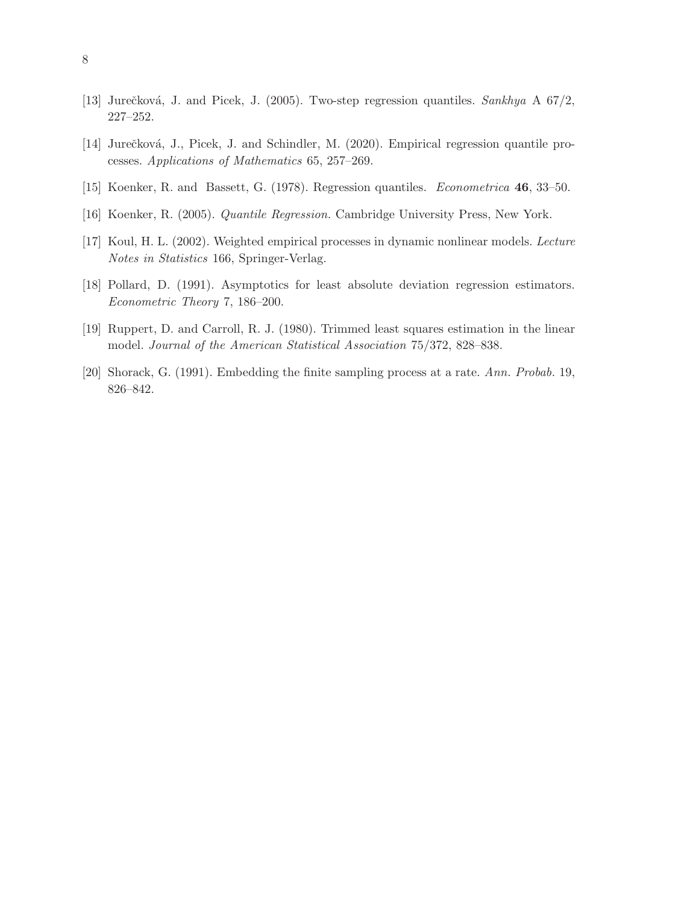[13] Jurečková, J. and Picek, J. (2005). Two-step regression quantiles. *Sankhya* A 67/2, 227–252.

[14] Jurečková, J., Picek, J. and Schindler, M. (2020). Empirical regression quantile processes. *Applications of Mathematics* 65, 257–269.

[15] Koenker, R. and Bassett, G. (1978). Regression quantiles. *Econometrica* **46**, 33–50.

[16] Koenker, R. (2005). *Quantile Regression.* Cambridge University Press, New York.

[17] Koul, H. L. (2002). Weighted empirical processes in dynamic nonlinear models. *Lecture Notes in Statistics* 166, Springer-Verlag.

[18] Pollard, D. (1991). Asymptotics for least absolute deviation regression estimators. *Econometric Theory* 7, 186–200.

[19] Ruppert, D. and Carroll, R. J. (1980). Trimmed least squares estimation in the linear model. *Journal of the American Statistical Association* 75/372, 828–838.

[20] Shorack, G. (1991). Embedding the finite sampling process at a rate. *Ann. Probab.* 19, 826–842.